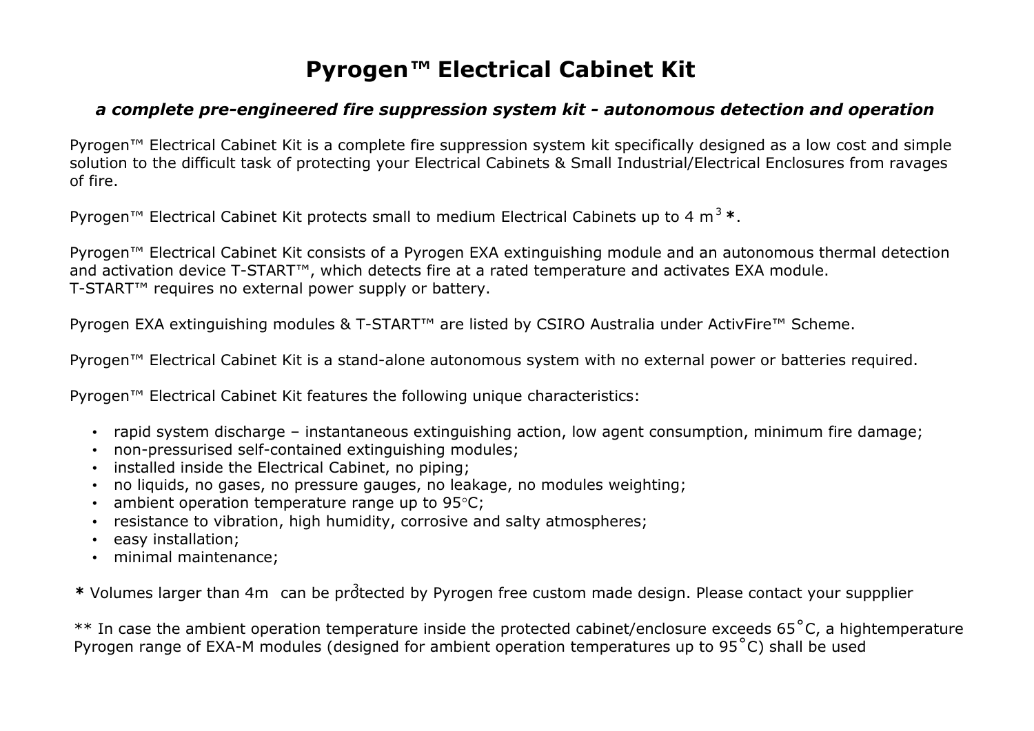# Pyrogen™ Electrical Cabinet Kit

***a complete pre-engineered fire suppression system kit - autonomous detection and operation***

Pyrogen™ Electrical Cabinet Kit is a complete fire suppression system kit specifically designed as a low cost and simple solution to the difficult task of protecting your Electrical Cabinets & Small Industrial/Electrical Enclosures from ravages of fire.

Pyrogen™ Electrical Cabinet Kit protects small to medium Electrical Cabinets up to 4 $m^3$ **\***.

Pyrogen™ Electrical Cabinet Kit consists of a Pyrogen EXA extinguishing module and an autonomous thermal detection and activation device T-START™, which detects fire at a rated temperature and activates EXA module.
T-START™ requires no external power supply or battery.

Pyrogen EXA extinguishing modules & T-START™ are listed by CSIRO Australia under ActivFire™ Scheme.

Pyrogen™ Electrical Cabinet Kit is a stand-alone autonomous system with no external power or batteries required.

Pyrogen™ Electrical Cabinet Kit features the following unique characteristics:

- rapid system discharge – instantaneous extinguishing action, low agent consumption, minimum fire damage;
- non-pressurised self-contained extinguishing modules;
- installed inside the Electrical Cabinet, no piping;
- no liquids, no gases, no pressure gauges, no leakage, no modules weighting;
- ambient operation temperature range up to 95°C;
- resistance to vibration, high humidity, corrosive and salty atmospheres;
- easy installation;
- minimal maintenance;

**\*** Volumes larger than $4m^3$ can be protected by Pyrogen free custom made design. Please contact your suppplier

\*\* In case the ambient operation temperature inside the protected cabinet/enclosure exceeds 65°C, a hightemperature Pyrogen range of EXA-M modules (designed for ambient operation temperatures up to 95°C) shall be used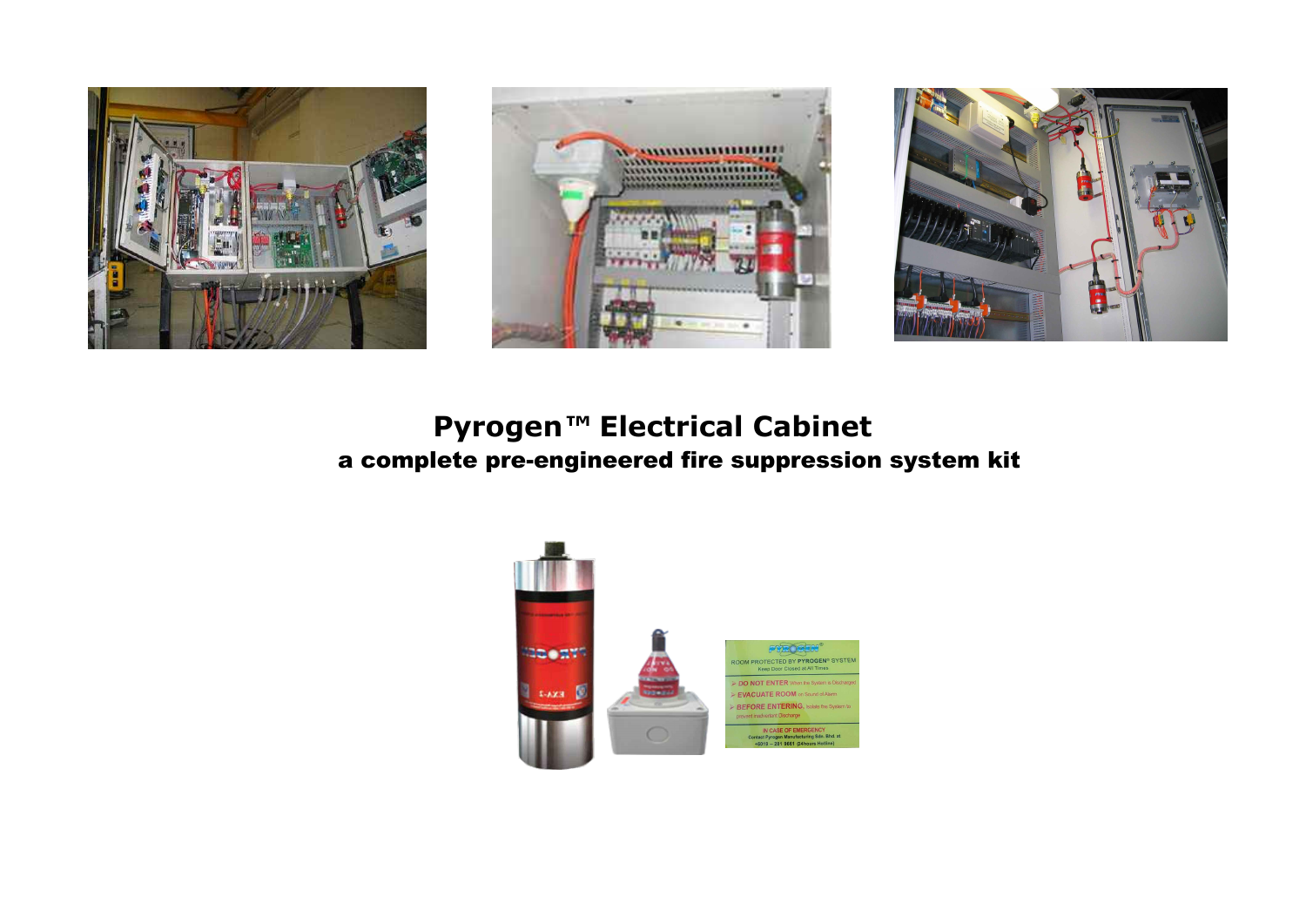# Pyrogen™ Electrical Cabinet

## a complete pre-engineered fire suppression system kit